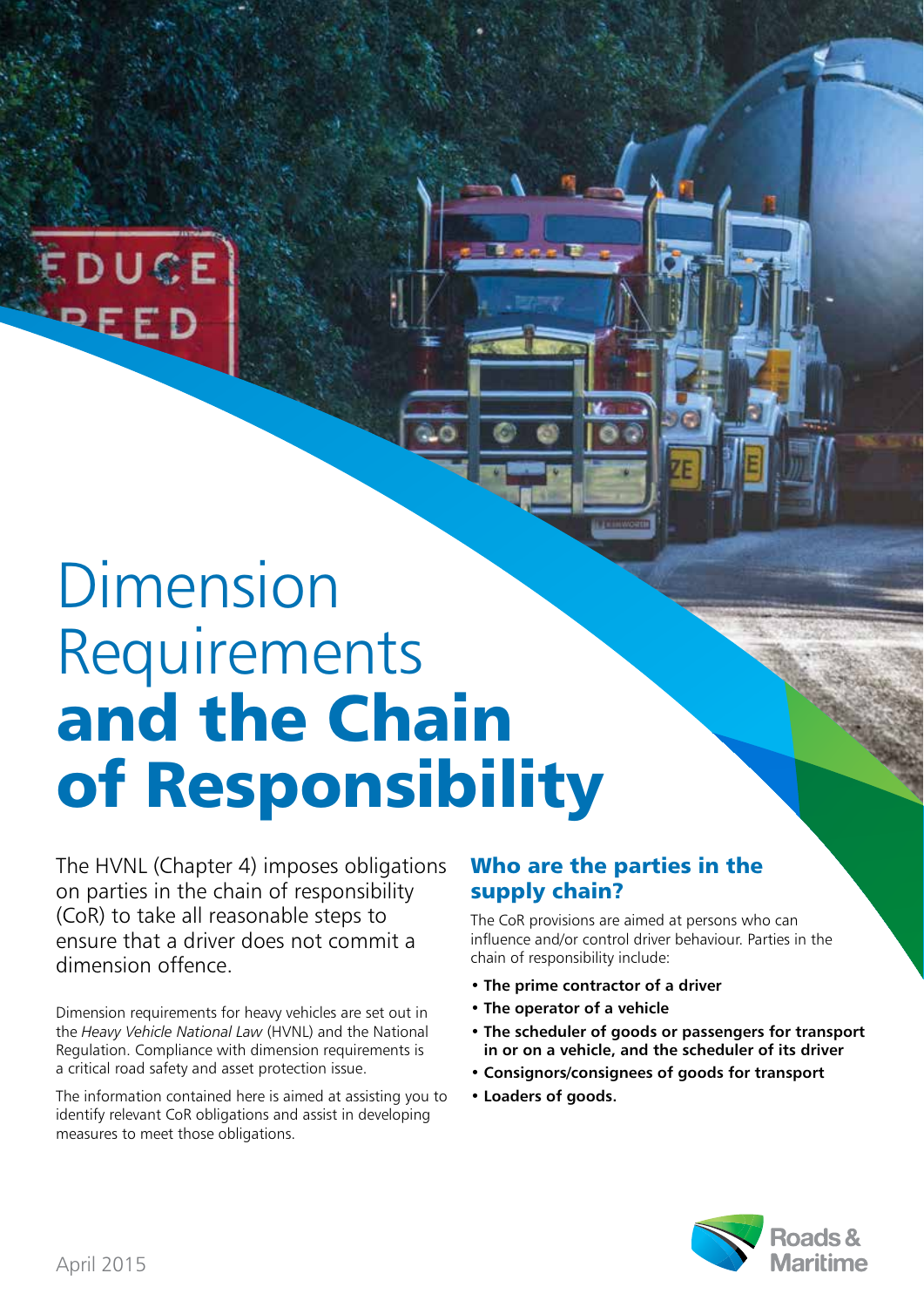# Dimension Requirements **and the Chain of Responsibility**

The HVNL (Chapter 4) imposes obligations on parties in the chain of responsibility (CoR) to take all reasonable steps to ensure that a driver does not commit a dimension offence.

Dimension requirements for heavy vehicles are set out in the *Heavy Vehicle National Law* (HVNL) and the National Regulation. Compliance with dimension requirements is a critical road safety and asset protection issue.

The information contained here is aimed at assisting you to identify relevant CoR obligations and assist in developing measures to meet those obligations.

## Who are the parties in the supply chain?

The CoR provisions are aimed at persons who can influence and/or control driver behaviour. Parties in the chain of responsibility include:

- **The prime contractor of a driver**
- **The operator of a vehicle**
- **The scheduler of goods or passengers for transport in or on a vehicle, and the scheduler of its driver**
- **Consignors/consignees of goods for transport**
- **Loaders of goods.**

April 2015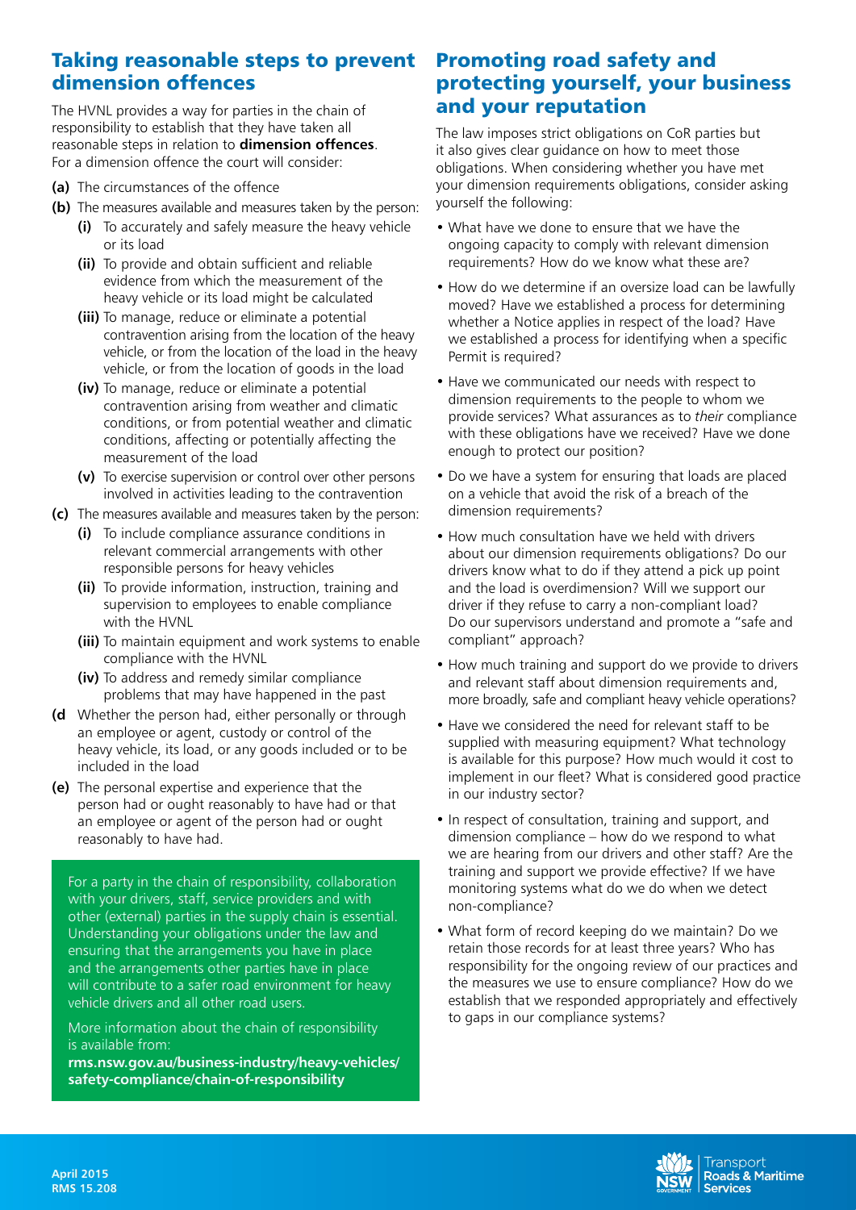## Taking reasonable steps to prevent dimension offences

The HVNL provides a way for parties in the chain of responsibility to establish that they have taken all reasonable steps in relation to **dimension offences**. For a dimension offence the court will consider:

**(a)** The circumstances of the offence

**(b)** The measures available and measures taken by the person:

- **(i)** To accurately and safely measure the heavy vehicle or its load
- **(ii)** To provide and obtain sufficient and reliable evidence from which the measurement of the heavy vehicle or its load might be calculated
- **(iii)** To manage, reduce or eliminate a potential contravention arising from the location of the heavy vehicle, or from the location of the load in the heavy vehicle, or from the location of goods in the load
- **(iv)** To manage, reduce or eliminate a potential contravention arising from weather and climatic conditions, or from potential weather and climatic conditions, affecting or potentially affecting the measurement of the load
- **(v)** To exercise supervision or control over other persons involved in activities leading to the contravention

**(c)** The measures available and measures taken by the person:

- **(i)** To include compliance assurance conditions in relevant commercial arrangements with other responsible persons for heavy vehicles
- **(ii)** To provide information, instruction, training and supervision to employees to enable compliance with the HVNL
- **(iii)** To maintain equipment and work systems to enable compliance with the HVNL
- **(iv)** To address and remedy similar compliance problems that may have happened in the past

**(d** Whether the person had, either personally or through an employee or agent, custody or control of the heavy vehicle, its load, or any goods included or to be included in the load

**(e)** The personal expertise and experience that the person had or ought reasonably to have had or that an employee or agent of the person had or ought reasonably to have had.

For a party in the chain of responsibility, collaboration with your drivers, staff, service providers and with other (external) parties in the supply chain is essential. Understanding your obligations under the law and ensuring that the arrangements you have in place and the arrangements other parties have in place will contribute to a safer road environment for heavy vehicle drivers and all other road users.

More information about the chain of responsibility is available from:
**rms.nsw.gov.au/business-industry/heavy-vehicles/safety-compliance/chain-of-responsibility**

## Promoting road safety and protecting yourself, your business and your reputation

The law imposes strict obligations on CoR parties but it also gives clear guidance on how to meet those obligations. When considering whether you have met your dimension requirements obligations, consider asking yourself the following:

- What have we done to ensure that we have the ongoing capacity to comply with relevant dimension requirements? How do we know what these are?
- How do we determine if an oversize load can be lawfully moved? Have we established a process for determining whether a Notice applies in respect of the load? Have we established a process for identifying when a specific Permit is required?
- Have we communicated our needs with respect to dimension requirements to the people to whom we provide services? What assurances as to *their* compliance with these obligations have we received? Have we done enough to protect our position?
- Do we have a system for ensuring that loads are placed on a vehicle that avoid the risk of a breach of the dimension requirements?
- How much consultation have we held with drivers about our dimension requirements obligations? Do our drivers know what to do if they attend a pick up point and the load is overdimension? Will we support our driver if they refuse to carry a non-compliant load? Do our supervisors understand and promote a "safe and compliant" approach?
- How much training and support do we provide to drivers and relevant staff about dimension requirements and, more broadly, safe and compliant heavy vehicle operations?
- Have we considered the need for relevant staff to be supplied with measuring equipment? What technology is available for this purpose? How much would it cost to implement in our fleet? What is considered good practice in our industry sector?
- In respect of consultation, training and support, and dimension compliance – how do we respond to what we are hearing from our drivers and other staff? Are the training and support we provide effective? If we have monitoring systems what do we do when we detect non-compliance?
- What form of record keeping do we maintain? Do we retain those records for at least three years? Who has responsibility for the ongoing review of our practices and the measures we use to ensure compliance? How do we establish that we responded appropriately and effectively to gaps in our compliance systems?

April 2015
RMS 15.208

Transport
Roads & Maritime Services